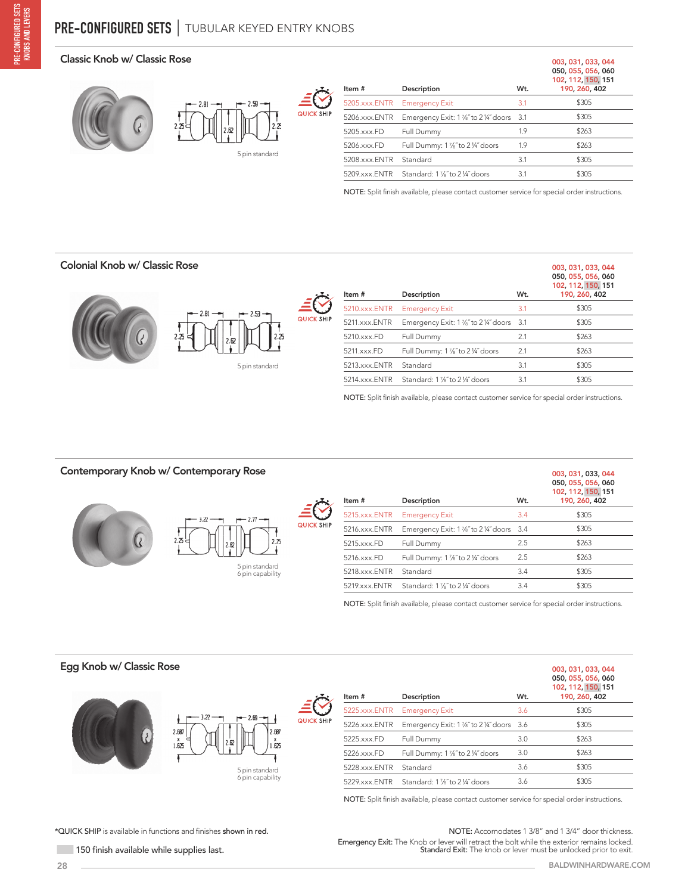# PRE-CONFIGURED SETS | TUBULAR KEYED ENTRY KNOBS

## Classic Knob w/ Classic Rose

2.81 — 2.59
2.25 | 2.62 | 2.25
5 pin standard

QUICK SHIP

| Item # | Description | Wt. | 003, 031, 033, 044 050, 055, 056, 060 102, 112, 150, 151 190, 260, 402 |
|---|---|---|---|
| 5205.xxx.ENTR | Emergency Exit | 3.1 | $305 |
| 5206.xxx.ENTR | Emergency Exit: 1 ⅞" to 2 ¼" doors | 3.1 | $305 |
| 5205.xxx.FD | Full Dummy | 1.9 | $263 |
| 5206.xxx.FD | Full Dummy: 1 ⅞" to 2 ¼" doors | 1.9 | $263 |
| 5208.xxx.ENTR | Standard | 3.1 | $305 |
| 5209.xxx.ENTR | Standard: 1 ⅞" to 2 ¼" doors | 3.1 | $305 |

NOTE: Split finish available, please contact customer service for special order instructions.

## Colonial Knob w/ Classic Rose

2.81 — 2.53
2.25 | 2.62 | 2.25
5 pin standard

QUICK SHIP

| Item # | Description | Wt. | 003, 031, 033, 044 050, 055, 056, 060 102, 112, 150, 151 190, 260, 402 |
|---|---|---|---|
| 5210.xxx.ENTR | Emergency Exit | 3.1 | $305 |
| 5211.xxx.ENTR | Emergency Exit: 1 ⅞" to 2 ¼" doors | 3.1 | $305 |
| 5210.xxx.FD | Full Dummy | 2.1 | $263 |
| 5211.xxx.FD | Full Dummy: 1 ⅞" to 2 ¼" doors | 2.1 | $263 |
| 5213.xxx.ENTR | Standard | 3.1 | $305 |
| 5214.xxx.ENTR | Standard: 1 ⅞" to 2 ¼" doors | 3.1 | $305 |

NOTE: Split finish available, please contact customer service for special order instructions.

## Contemporary Knob w/ Contemporary Rose

3.22 — 2.77
2.25 | 2.62 | 2.25
5 pin standard
6 pin capability

QUICK SHIP

| Item # | Description | Wt. | 003, 031, 033, 044 050, 055, 056, 060 102, 112, 150, 151 190, 260, 402 |
|---|---|---|---|
| 5215.xxx.ENTR | Emergency Exit | 3.4 | $305 |
| 5216.xxx.ENTR | Emergency Exit: 1 ⅞" to 2 ¼" doors | 3.4 | $305 |
| 5215.xxx.FD | Full Dummy | 2.5 | $263 |
| 5216.xxx.FD | Full Dummy: 1 ⅞" to 2 ¼" doors | 2.5 | $263 |
| 5218.xxx.ENTR | Standard | 3.4 | $305 |
| 5219.xxx.ENTR | Standard: 1 ⅞" to 2 ¼" doors | 3.4 | $305 |

NOTE: Split finish available, please contact customer service for special order instructions.

## Egg Knob w/ Classic Rose

3.22 — 2.69
2.687 x 1.625 | 2.62 | 2.687 x 1.625
5 pin standard
6 pin capability

QUICK SHIP

| Item # | Description | Wt. | 003, 031, 033, 044 050, 055, 056, 060 102, 112, 150, 151 190, 260, 402 |
|---|---|---|---|
| 5225.xxx.ENTR | Emergency Exit | 3.6 | $305 |
| 5226.xxx.ENTR | Emergency Exit: 1 ⅞" to 2 ¼" doors | 3.6 | $305 |
| 5225.xxx.FD | Full Dummy | 3.0 | $263 |
| 5226.xxx.FD | Full Dummy: 1 ⅞" to 2 ¼" doors | 3.0 | $263 |
| 5228.xxx.ENTR | Standard | 3.6 | $305 |
| 5229.xxx.ENTR | Standard: 1 ⅞" to 2 ¼" doors | 3.6 | $305 |

NOTE: Split finish available, please contact customer service for special order instructions.

*QUICK SHIP is available in functions and finishes **shown in red.**

150 finish available while supplies last.

**NOTE:** Accomodates 1 3/8" and 1 3/4" door thickness.
**Emergency Exit:** The Knob or lever will retract the bolt while the exterior remains locked.
**Standard Exit:** The knob or lever must be unlocked prior to exit.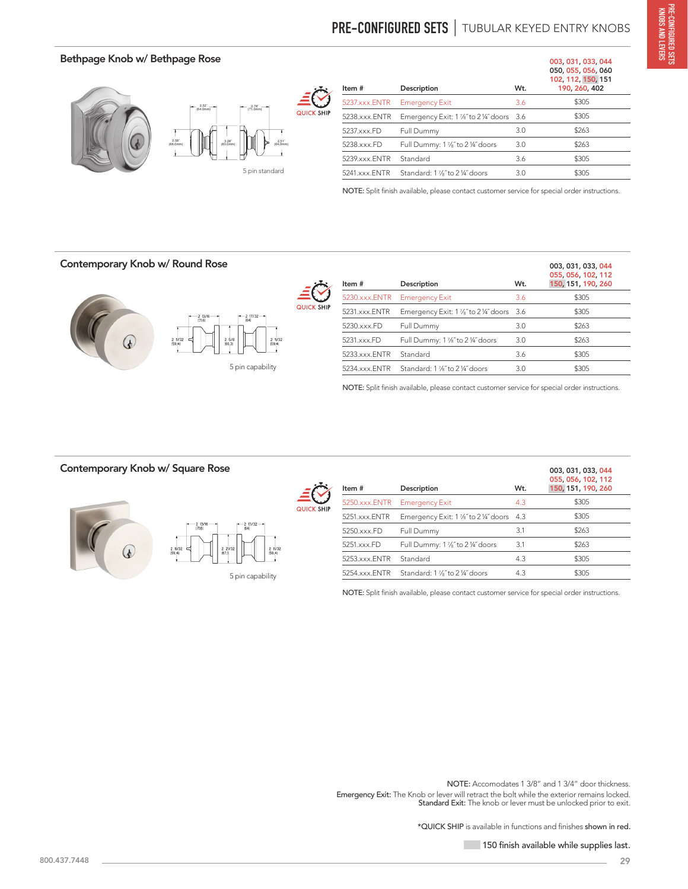# PRE-CONFIGURED SETS | TUBULAR KEYED ENTRY KNOBS

## Bethpage Knob w/ Bethpage Rose

5 pin standard

QUICK SHIP

| Item # | Description | Wt. | 003, 031, 033, 044, 050, 055, 056, 060, 102, 112, 150, 151, 190, 260, 402 |
|---|---|---|---|
| 5237.xxx.ENTR | Emergency Exit | 3.6 | $305 |
| 5238.xxx.ENTR | Emergency Exit: 1 ⅜" to 2 ¼" doors | 3.6 | $305 |
| 5237.xxx.FD | Full Dummy | 3.0 | $263 |
| 5238.xxx.FD | Full Dummy: 1 ⅜" to 2 ¼" doors | 3.0 | $263 |
| 5239.xxx.ENTR | Standard | 3.6 | $305 |
| 5241.xxx.ENTR | Standard: 1 ⅜" to 2 ¼" doors | 3.0 | $305 |

NOTE: Split finish available, please contact customer service for special order instructions.

## Contemporary Knob w/ Round Rose

5 pin capability

QUICK SHIP

| Item # | Description | Wt. | 003, 031, 033, 044, 055, 056, 102, 112, 150, 151, 190, 260 |
|---|---|---|---|
| 5230.xxx.ENTR | Emergency Exit | 3.6 | $305 |
| 5231.xxx.ENTR | Emergency Exit: 1 ⅜" to 2 ¼" doors | 3.6 | $305 |
| 5230.xxx.FD | Full Dummy | 3.0 | $263 |
| 5231.xxx.FD | Full Dummy: 1 ⅜" to 2 ¼" doors | 3.0 | $263 |
| 5233.xxx.ENTR | Standard | 3.6 | $305 |
| 5234.xxx.ENTR | Standard: 1 ⅜" to 2 ¼" doors | 3.0 | $305 |

NOTE: Split finish available, please contact customer service for special order instructions.

## Contemporary Knob w/ Square Rose

5 pin capability

QUICK SHIP

| Item # | Description | Wt. | 003, 031, 033, 044, 055, 056, 102, 112, 150, 151, 190, 260 |
|---|---|---|---|
| 5250.xxx.ENTR | Emergency Exit | 4.3 | $305 |
| 5251.xxx.ENTR | Emergency Exit: 1 ⅜" to 2 ¼" doors | 4.3 | $305 |
| 5250.xxx.FD | Full Dummy | 3.1 | $263 |
| 5251.xxx.FD | Full Dummy: 1 ⅜" to 2 ¼" doors | 3.1 | $263 |
| 5253.xxx.ENTR | Standard | 4.3 | $305 |
| 5254.xxx.ENTR | Standard: 1 ⅜" to 2 ¼" doors | 4.3 | $305 |

NOTE: Split finish available, please contact customer service for special order instructions.

NOTE: Accomodates 1 3/8" and 1 3/4" door thickness.
Emergency Exit: The Knob or lever will retract the bolt while the exterior remains locked.
Standard Exit: The knob or lever must be unlocked prior to exit.

*QUICK SHIP is available in functions and finishes shown in red.

150 finish available while supplies last.

800.437.7448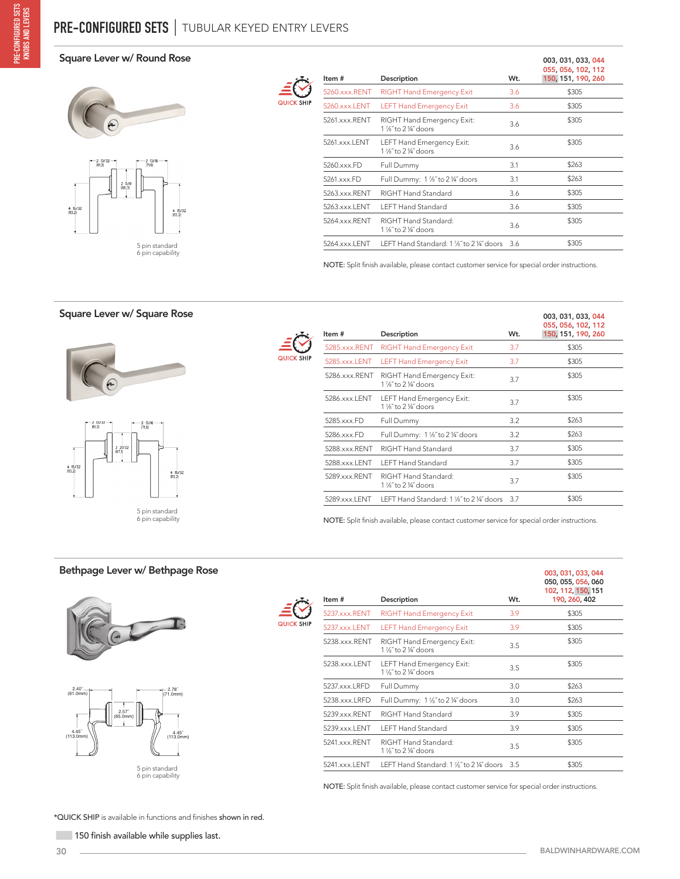# PRE-CONFIGURED SETS | TUBULAR KEYED ENTRY LEVERS

## Square Lever w/ Round Rose

5 pin standard
6 pin capability

QUICK SHIP

| Item # | Description | Wt. | 003, 031, 033, 044 055, 056, 102, 112 150, 151, 190, 260 |
|---|---|---|---|
| 5260.xxx.RENT | RIGHT Hand Emergency Exit | 3.6 | $305 |
| 5260.xxx.LENT | LEFT Hand Emergency Exit | 3.6 | $305 |
| 5261.xxx.RENT | RIGHT Hand Emergency Exit: 1 ⅞" to 2 ¼" doors | 3.6 | $305 |
| 5261.xxx.LENT | LEFT Hand Emergency Exit: 1 ⅞" to 2 ¼" doors | 3.6 | $305 |
| 5260.xxx.FD | Full Dummy | 3.1 | $263 |
| 5261.xxx.FD | Full Dummy: 1 ⅞" to 2 ¼" doors | 3.1 | $263 |
| 5263.xxx.RENT | RIGHT Hand Standard | 3.6 | $305 |
| 5263.xxx.LENT | LEFT Hand Standard | 3.6 | $305 |
| 5264.xxx.RENT | RIGHT Hand Standard: 1 ⅞" to 2 ¼" doors | 3.6 | $305 |
| 5264.xxx.LENT | LEFT Hand Standard: 1 ⅞" to 2 ¼" doors | 3.6 | $305 |

NOTE: Split finish available, please contact customer service for special order instructions.

## Square Lever w/ Square Rose

5 pin standard
6 pin capability

QUICK SHIP

| Item # | Description | Wt. | 003, 031, 033, 044 055, 056, 102, 112 150, 151, 190, 260 |
|---|---|---|---|
| 5285.xxx.RENT | RIGHT Hand Emergency Exit | 3.7 | $305 |
| 5285.xxx.LENT | LEFT Hand Emergency Exit | 3.7 | $305 |
| 5286.xxx.RENT | RIGHT Hand Emergency Exit: 1 ⅞" to 2 ¼" doors | 3.7 | $305 |
| 5286.xxx.LENT | LEFT Hand Emergency Exit: 1 ⅞" to 2 ¼" doors | 3.7 | $305 |
| 5285.xxx.FD | Full Dummy | 3.2 | $263 |
| 5286.xxx.FD | Full Dummy: 1 ⅞" to 2 ¼" doors | 3.2 | $263 |
| 5288.xxx.RENT | RIGHT Hand Standard | 3.7 | $305 |
| 5288.xxx.LENT | LEFT Hand Standard | 3.7 | $305 |
| 5289.xxx.RENT | RIGHT Hand Standard: 1 ⅞" to 2 ¼" doors | 3.7 | $305 |
| 5289.xxx.LENT | LEFT Hand Standard: 1 ⅞" to 2 ¼" doors | 3.7 | $305 |

NOTE: Split finish available, please contact customer service for special order instructions.

## Bethpage Lever w/ Bethpage Rose

5 pin standard
6 pin capability

QUICK SHIP

| Item # | Description | Wt. | 003, 031, 033, 044 050, 055, 056, 060 102, 112, 150, 151 190, 260, 402 |
|---|---|---|---|
| 5237.xxx.RENT | RIGHT Hand Emergency Exit | 3.9 | $305 |
| 5237.xxx.LENT | LEFT Hand Emergency Exit | 3.9 | $305 |
| 5238.xxx.RENT | RIGHT Hand Emergency Exit: 1 ⅞" to 2 ¼" doors | 3.5 | $305 |
| 5238.xxx.LENT | LEFT Hand Emergency Exit: 1 ⅞" to 2 ¼" doors | 3.5 | $305 |
| 5237.xxx.LRFD | Full Dummy | 3.0 | $263 |
| 5238.xxx.LRFD | Full Dummy: 1 ⅞" to 2 ¼" doors | 3.0 | $263 |
| 5239.xxx.RENT | RIGHT Hand Standard | 3.9 | $305 |
| 5239.xxx.LENT | LEFT Hand Standard | 3.9 | $305 |
| 5241.xxx.RENT | RIGHT Hand Standard: 1 ⅞" to 2 ¼" doors | 3.5 | $305 |
| 5241.xxx.LENT | LEFT Hand Standard: 1 ⅞" to 2 ¼" doors | 3.5 | $305 |

NOTE: Split finish available, please contact customer service for special order instructions.

*QUICK SHIP is available in functions and finishes **shown in red**.

150 finish available while supplies last.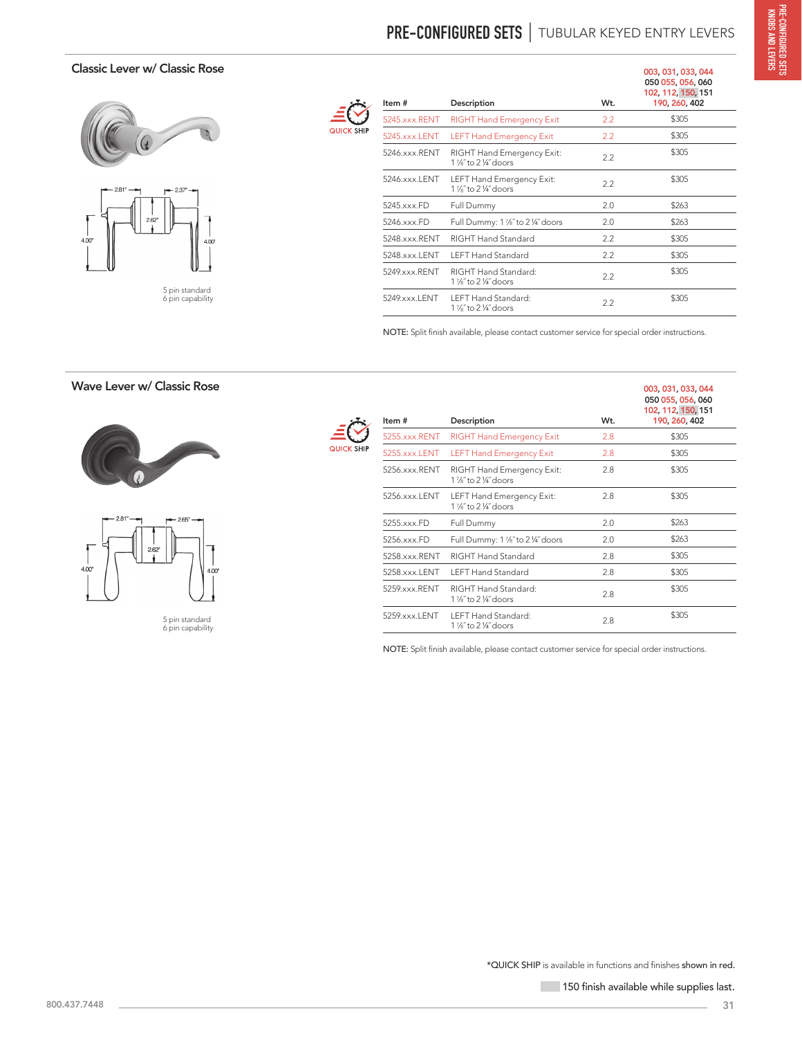## PRE-CONFIGURED SETS | TUBULAR KEYED ENTRY LEVERS

### Classic Lever w/ Classic Rose

2.81"
2.37"
2.62"
4.00"
4.00"

5 pin standard
6 pin capability

QUICK SHIP

| Item # | Description | Wt. | 003, 031, 033, 044 050 055, 056, 060 102, 112, 150, 151 190, 260, 402 |
|---|---|---|---|
| 5245.xxx.RENT | RIGHT Hand Emergency Exit | 2.2 | $305 |
| 5245.xxx.LENT | LEFT Hand Emergency Exit | 2.2 | $305 |
| 5246.xxx.RENT | RIGHT Hand Emergency Exit: 1 ⅜" to 2 ¼" doors | 2.2 | $305 |
| 5246.xxx.LENT | LEFT Hand Emergency Exit: 1 ⅜" to 2 ¼" doors | 2.2 | $305 |
| 5245.xxx.FD | Full Dummy | 2.0 | $263 |
| 5246.xxx.FD | Full Dummy: 1 ⅜" to 2 ¼" doors | 2.0 | $263 |
| 5248.xxx.RENT | RIGHT Hand Standard | 2.2 | $305 |
| 5248.xxx.LENT | LEFT Hand Standard | 2.2 | $305 |
| 5249.xxx.RENT | RIGHT Hand Standard: 1 ⅜" to 2 ¼" doors | 2.2 | $305 |
| 5249.xxx.LENT | LEFT Hand Standard: 1 ⅜" to 2 ¼" doors | 2.2 | $305 |

**NOTE:** Split finish available, please contact customer service for special order instructions.

### Wave Lever w/ Classic Rose

2.81"
2.65"
2.62"
4.00"
4.00"

5 pin standard
6 pin capability

QUICK SHIP

| Item # | Description | Wt. | 003, 031, 033, 044 050 055, 056, 060 102, 112, 150, 151 190, 260, 402 |
|---|---|---|---|
| 5255.xxx.RENT | RIGHT Hand Emergency Exit | 2.8 | $305 |
| 5255.xxx.LENT | LEFT Hand Emergency Exit | 2.8 | $305 |
| 5256.xxx.RENT | RIGHT Hand Emergency Exit: 1 ⅜" to 2 ¼" doors | 2.8 | $305 |
| 5256.xxx.LENT | LEFT Hand Emergency Exit: 1 ⅜" to 2 ¼" doors | 2.8 | $305 |
| 5255.xxx.FD | Full Dummy | 2.0 | $263 |
| 5256.xxx.FD | Full Dummy: 1 ⅜" to 2 ¼" doors | 2.0 | $263 |
| 5258.xxx.RENT | RIGHT Hand Standard | 2.8 | $305 |
| 5258.xxx.LENT | LEFT Hand Standard | 2.8 | $305 |
| 5259.xxx.RENT | RIGHT Hand Standard: 1 ⅜" to 2 ¼" doors | 2.8 | $305 |
| 5259.xxx.LENT | LEFT Hand Standard: 1 ⅜" to 2 ¼" doors | 2.8 | $305 |

**NOTE:** Split finish available, please contact customer service for special order instructions.

*QUICK SHIP is available in functions and finishes shown in red.

150 finish available while supplies last.

800.437.7448